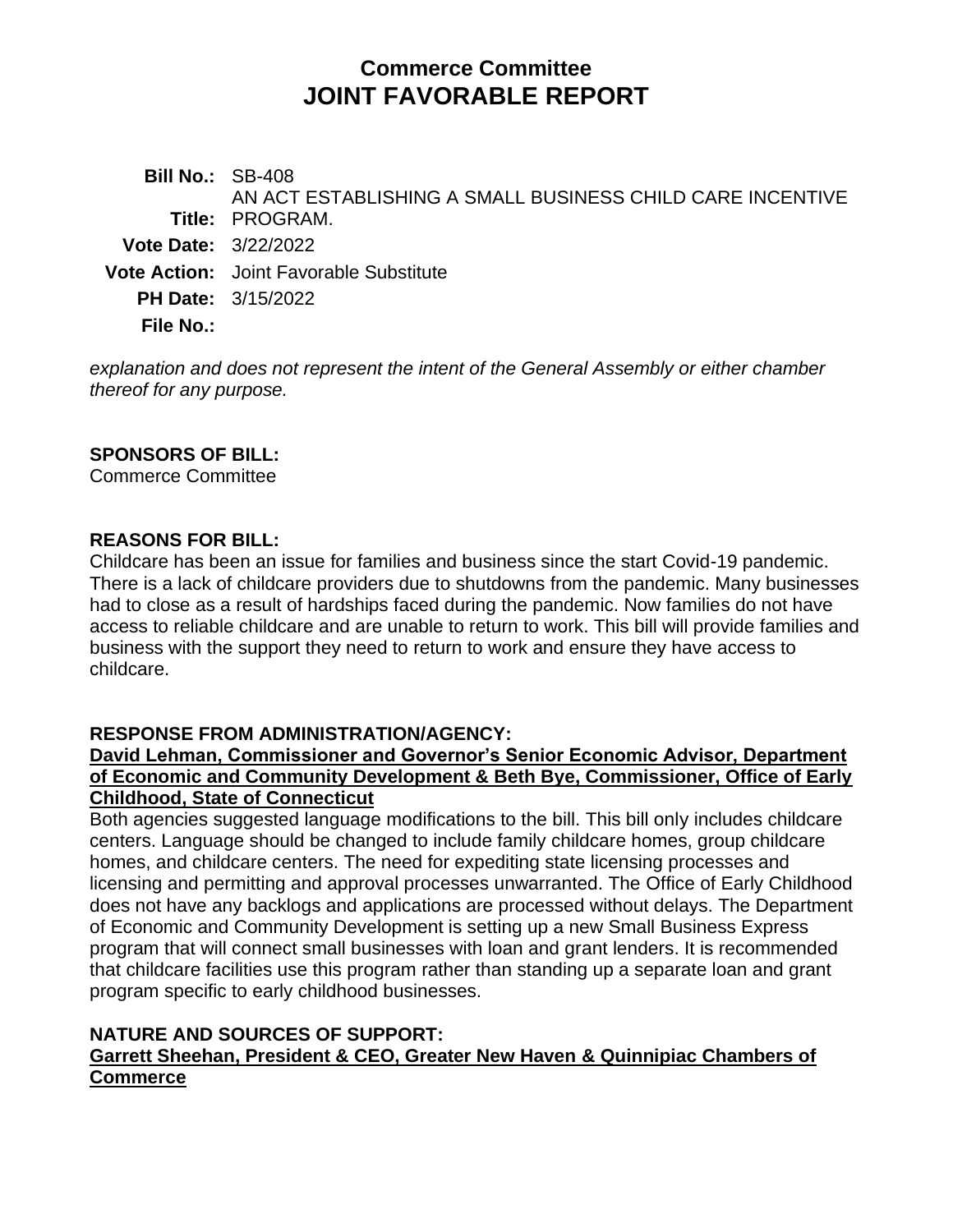# Commerce Committee
# JOINT FAVORABLE REPORT

| | |
|---|---|
| **Bill No.:** | SB-408 |
| **Title:** | AN ACT ESTABLISHING A SMALL BUSINESS CHILD CARE INCENTIVE PROGRAM. |
| **Vote Date:** | 3/22/2022 |
| **Vote Action:** | Joint Favorable Substitute |
| **PH Date:** | 3/15/2022 |
| **File No.:** | |

*explanation and does not represent the intent of the General Assembly or either chamber thereof for any purpose.*

**SPONSORS OF BILL:**
Commerce Committee

**REASONS FOR BILL:**
Childcare has been an issue for families and business since the start Covid-19 pandemic. There is a lack of childcare providers due to shutdowns from the pandemic. Many businesses had to close as a result of hardships faced during the pandemic. Now families do not have access to reliable childcare and are unable to return to work. This bill will provide families and business with the support they need to return to work and ensure they have access to childcare.

**RESPONSE FROM ADMINISTRATION/AGENCY:**

**David Lehman, Commissioner and Governor's Senior Economic Advisor, Department of Economic and Community Development & Beth Bye, Commissioner, Office of Early Childhood, State of Connecticut**

Both agencies suggested language modifications to the bill. This bill only includes childcare centers. Language should be changed to include family childcare homes, group childcare homes, and childcare centers. The need for expediting state licensing processes and licensing and permitting and approval processes unwarranted. The Office of Early Childhood does not have any backlogs and applications are processed without delays. The Department of Economic and Community Development is setting up a new Small Business Express program that will connect small businesses with loan and grant lenders. It is recommended that childcare facilities use this program rather than standing up a separate loan and grant program specific to early childhood businesses.

**NATURE AND SOURCES OF SUPPORT:**

**Garrett Sheehan, President & CEO, Greater New Haven & Quinnipiac Chambers of Commerce**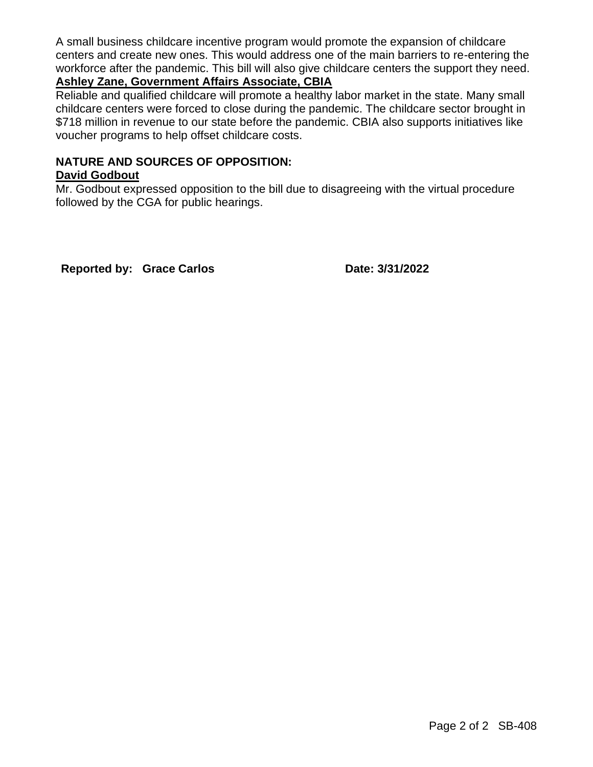A small business childcare incentive program would promote the expansion of childcare centers and create new ones. This would address one of the main barriers to re-entering the workforce after the pandemic. This bill will also give childcare centers the support they need.

**Ashley Zane, Government Affairs Associate, CBIA**

Reliable and qualified childcare will promote a healthy labor market in the state. Many small childcare centers were forced to close during the pandemic. The childcare sector brought in $718 million in revenue to our state before the pandemic. CBIA also supports initiatives like voucher programs to help offset childcare costs.

## NATURE AND SOURCES OF OPPOSITION:

**David Godbout**

Mr. Godbout expressed opposition to the bill due to disagreeing with the virtual procedure followed by the CGA for public hearings.

**Reported by: Grace Carlos** **Date: 3/31/2022**